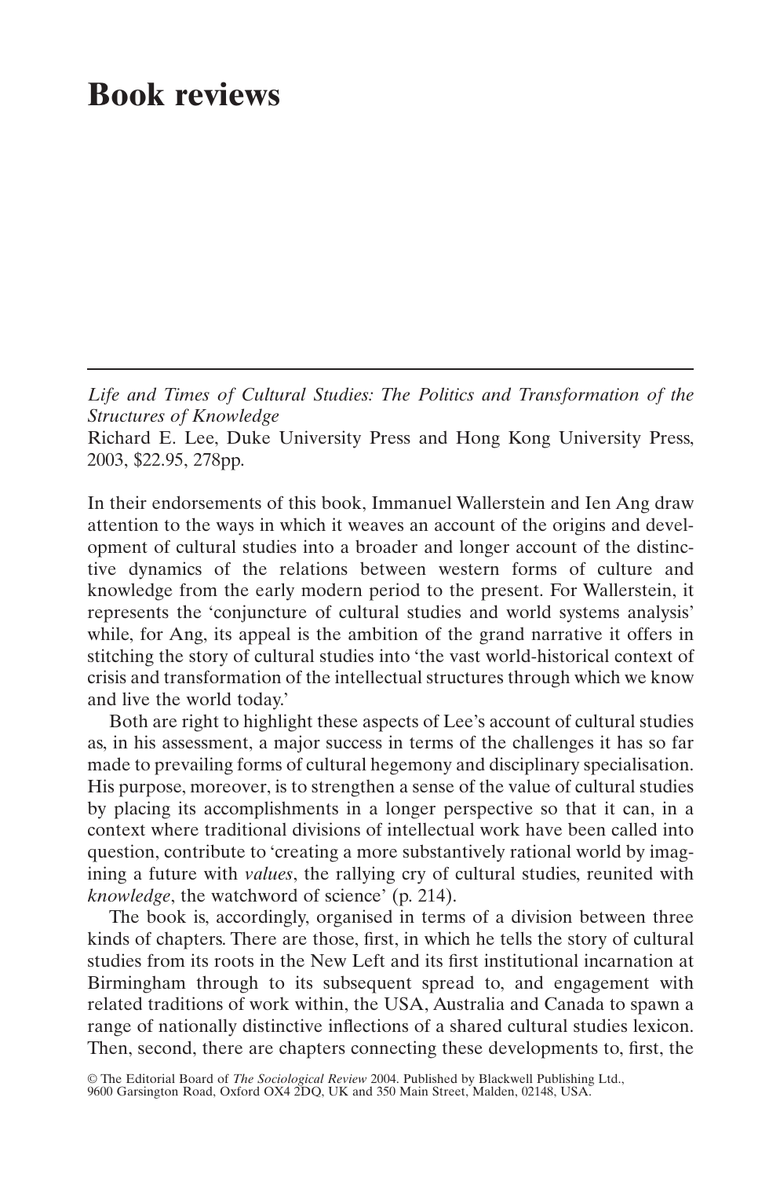# Book reviews

---

*Life and Times of Cultural Studies: The Politics and Transformation of the Structures of Knowledge*
Richard E. Lee, Duke University Press and Hong Kong University Press, 2003, $22.95, 278pp.

In their endorsements of this book, Immanuel Wallerstein and Ien Ang draw attention to the ways in which it weaves an account of the origins and development of cultural studies into a broader and longer account of the distinctive dynamics of the relations between western forms of culture and knowledge from the early modern period to the present. For Wallerstein, it represents the 'conjuncture of cultural studies and world systems analysis' while, for Ang, its appeal is the ambition of the grand narrative it offers in stitching the story of cultural studies into 'the vast world-historical context of crisis and transformation of the intellectual structures through which we know and live the world today.'

Both are right to highlight these aspects of Lee's account of cultural studies as, in his assessment, a major success in terms of the challenges it has so far made to prevailing forms of cultural hegemony and disciplinary specialisation. His purpose, moreover, is to strengthen a sense of the value of cultural studies by placing its accomplishments in a longer perspective so that it can, in a context where traditional divisions of intellectual work have been called into question, contribute to 'creating a more substantively rational world by imagining a future with *values*, the rallying cry of cultural studies, reunited with *knowledge*, the watchword of science' (p. 214).

The book is, accordingly, organised in terms of a division between three kinds of chapters. There are those, first, in which he tells the story of cultural studies from its roots in the New Left and its first institutional incarnation at Birmingham through to its subsequent spread to, and engagement with related traditions of work within, the USA, Australia and Canada to spawn a range of nationally distinctive inflections of a shared cultural studies lexicon. Then, second, there are chapters connecting these developments to, first, the

© The Editorial Board of *The Sociological Review* 2004. Published by Blackwell Publishing Ltd., 9600 Garsington Road, Oxford OX4 2DQ, UK and 350 Main Street, Malden, 02148, USA.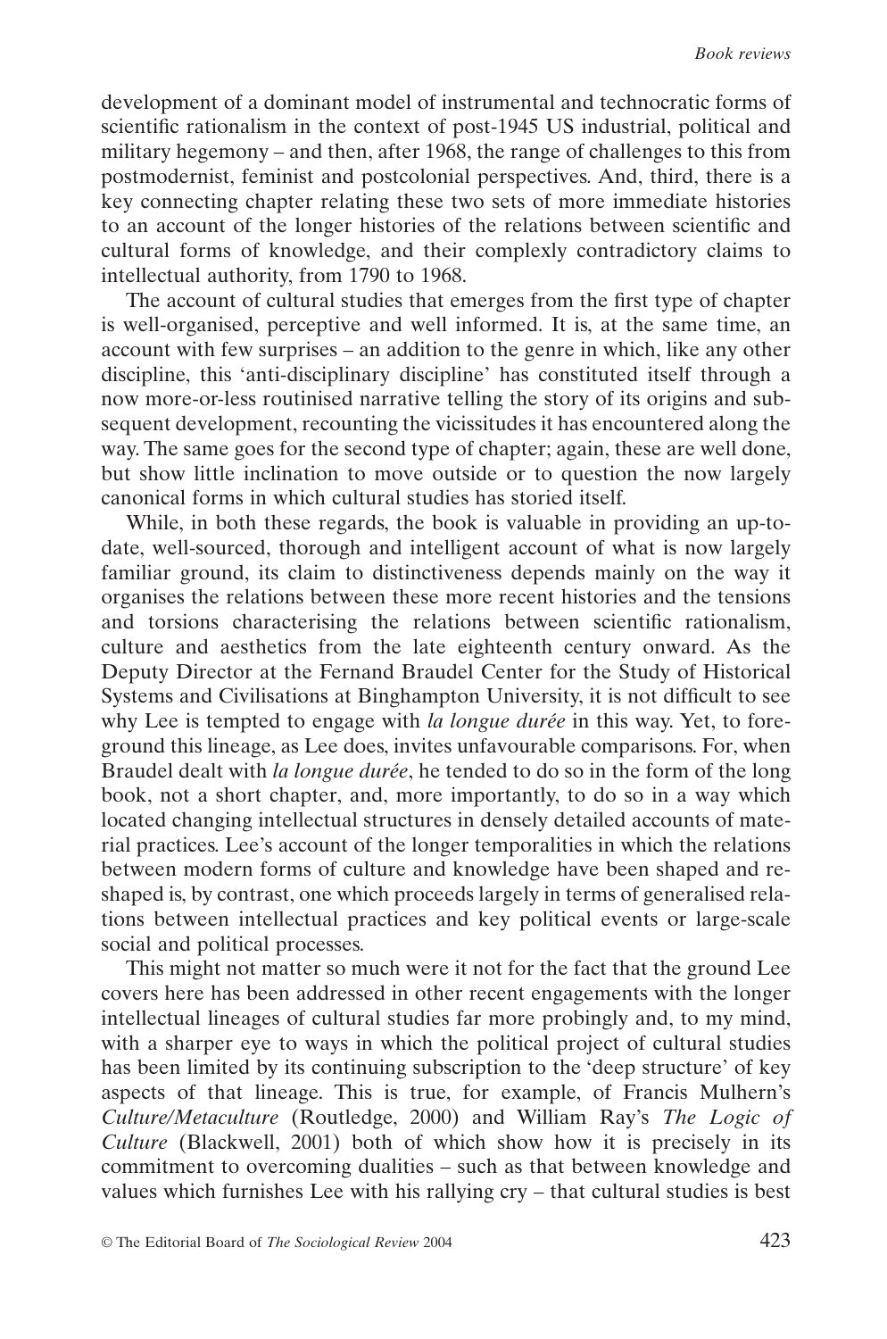development of a dominant model of instrumental and technocratic forms of scientific rationalism in the context of post-1945 US industrial, political and military hegemony – and then, after 1968, the range of challenges to this from postmodernist, feminist and postcolonial perspectives. And, third, there is a key connecting chapter relating these two sets of more immediate histories to an account of the longer histories of the relations between scientific and cultural forms of knowledge, and their complexly contradictory claims to intellectual authority, from 1790 to 1968.

The account of cultural studies that emerges from the first type of chapter is well-organised, perceptive and well informed. It is, at the same time, an account with few surprises – an addition to the genre in which, like any other discipline, this 'anti-disciplinary discipline' has constituted itself through a now more-or-less routinised narrative telling the story of its origins and subsequent development, recounting the vicissitudes it has encountered along the way. The same goes for the second type of chapter; again, these are well done, but show little inclination to move outside or to question the now largely canonical forms in which cultural studies has storied itself.

While, in both these regards, the book is valuable in providing an up-to-date, well-sourced, thorough and intelligent account of what is now largely familiar ground, its claim to distinctiveness depends mainly on the way it organises the relations between these more recent histories and the tensions and torsions characterising the relations between scientific rationalism, culture and aesthetics from the late eighteenth century onward. As the Deputy Director at the Fernand Braudel Center for the Study of Historical Systems and Civilisations at Binghampton University, it is not difficult to see why Lee is tempted to engage with *la longue durée* in this way. Yet, to foreground this lineage, as Lee does, invites unfavourable comparisons. For, when Braudel dealt with *la longue durée*, he tended to do so in the form of the long book, not a short chapter, and, more importantly, to do so in a way which located changing intellectual structures in densely detailed accounts of material practices. Lee's account of the longer temporalities in which the relations between modern forms of culture and knowledge have been shaped and re-shaped is, by contrast, one which proceeds largely in terms of generalised relations between intellectual practices and key political events or large-scale social and political processes.

This might not matter so much were it not for the fact that the ground Lee covers here has been addressed in other recent engagements with the longer intellectual lineages of cultural studies far more probingly and, to my mind, with a sharper eye to ways in which the political project of cultural studies has been limited by its continuing subscription to the 'deep structure' of key aspects of that lineage. This is true, for example, of Francis Mulhern's *Culture/Metaculture* (Routledge, 2000) and William Ray's *The Logic of Culture* (Blackwell, 2001) both of which show how it is precisely in its commitment to overcoming dualities – such as that between knowledge and values which furnishes Lee with his rallying cry – that cultural studies is best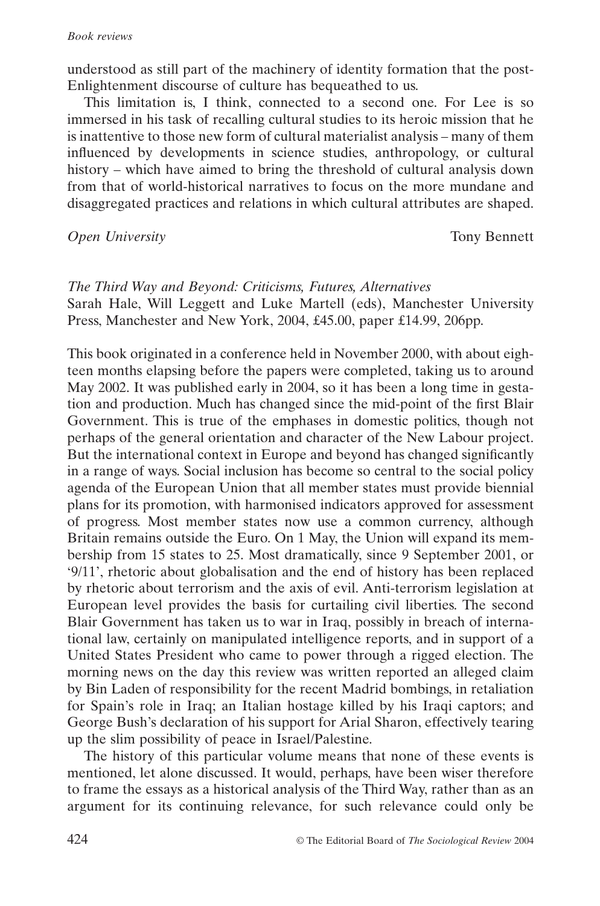understood as still part of the machinery of identity formation that the post-Enlightenment discourse of culture has bequeathed to us.

This limitation is, I think, connected to a second one. For Lee is so immersed in his task of recalling cultural studies to its heroic mission that he is inattentive to those new form of cultural materialist analysis – many of them influenced by developments in science studies, anthropology, or cultural history – which have aimed to bring the threshold of cultural analysis down from that of world-historical narratives to focus on the more mundane and disaggregated practices and relations in which cultural attributes are shaped.

*Open University* Tony Bennett

*The Third Way and Beyond: Criticisms, Futures, Alternatives*
Sarah Hale, Will Leggett and Luke Martell (eds), Manchester University Press, Manchester and New York, 2004, £45.00, paper £14.99, 206pp.

This book originated in a conference held in November 2000, with about eighteen months elapsing before the papers were completed, taking us to around May 2002. It was published early in 2004, so it has been a long time in gestation and production. Much has changed since the mid-point of the first Blair Government. This is true of the emphases in domestic politics, though not perhaps of the general orientation and character of the New Labour project. But the international context in Europe and beyond has changed significantly in a range of ways. Social inclusion has become so central to the social policy agenda of the European Union that all member states must provide biennial plans for its promotion, with harmonised indicators approved for assessment of progress. Most member states now use a common currency, although Britain remains outside the Euro. On 1 May, the Union will expand its membership from 15 states to 25. Most dramatically, since 9 September 2001, or '9/11', rhetoric about globalisation and the end of history has been replaced by rhetoric about terrorism and the axis of evil. Anti-terrorism legislation at European level provides the basis for curtailing civil liberties. The second Blair Government has taken us to war in Iraq, possibly in breach of international law, certainly on manipulated intelligence reports, and in support of a United States President who came to power through a rigged election. The morning news on the day this review was written reported an alleged claim by Bin Laden of responsibility for the recent Madrid bombings, in retaliation for Spain's role in Iraq; an Italian hostage killed by his Iraqi captors; and George Bush's declaration of his support for Arial Sharon, effectively tearing up the slim possibility of peace in Israel/Palestine.

The history of this particular volume means that none of these events is mentioned, let alone discussed. It would, perhaps, have been wiser therefore to frame the essays as a historical analysis of the Third Way, rather than as an argument for its continuing relevance, for such relevance could only be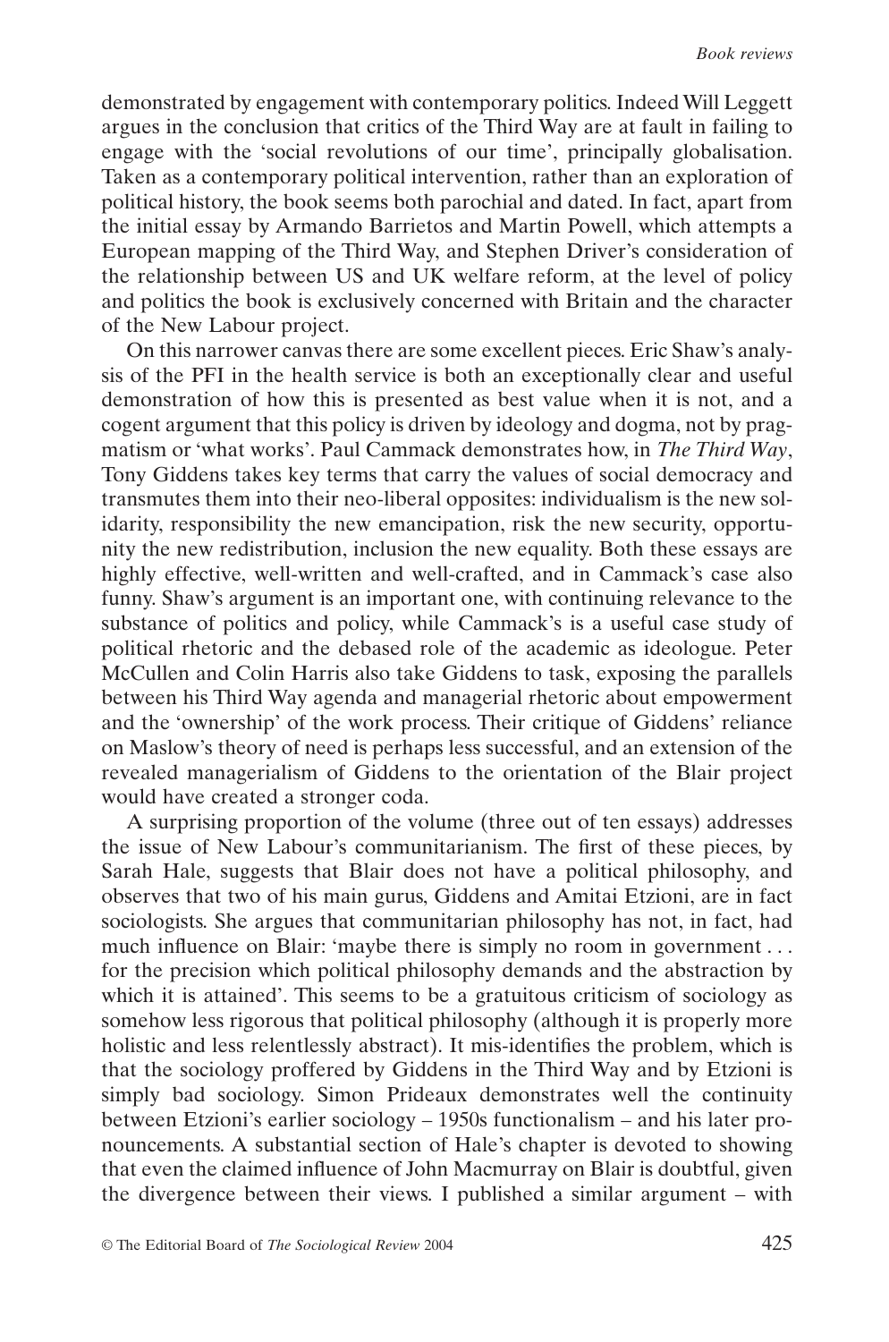demonstrated by engagement with contemporary politics. Indeed Will Leggett argues in the conclusion that critics of the Third Way are at fault in failing to engage with the 'social revolutions of our time', principally globalisation. Taken as a contemporary political intervention, rather than an exploration of political history, the book seems both parochial and dated. In fact, apart from the initial essay by Armando Barrietos and Martin Powell, which attempts a European mapping of the Third Way, and Stephen Driver's consideration of the relationship between US and UK welfare reform, at the level of policy and politics the book is exclusively concerned with Britain and the character of the New Labour project.

On this narrower canvas there are some excellent pieces. Eric Shaw's analysis of the PFI in the health service is both an exceptionally clear and useful demonstration of how this is presented as best value when it is not, and a cogent argument that this policy is driven by ideology and dogma, not by pragmatism or 'what works'. Paul Cammack demonstrates how, in *The Third Way*, Tony Giddens takes key terms that carry the values of social democracy and transmutes them into their neo-liberal opposites: individualism is the new solidarity, responsibility the new emancipation, risk the new security, opportunity the new redistribution, inclusion the new equality. Both these essays are highly effective, well-written and well-crafted, and in Cammack's case also funny. Shaw's argument is an important one, with continuing relevance to the substance of politics and policy, while Cammack's is a useful case study of political rhetoric and the debased role of the academic as ideologue. Peter McCullen and Colin Harris also take Giddens to task, exposing the parallels between his Third Way agenda and managerial rhetoric about empowerment and the 'ownership' of the work process. Their critique of Giddens' reliance on Maslow's theory of need is perhaps less successful, and an extension of the revealed managerialism of Giddens to the orientation of the Blair project would have created a stronger coda.

A surprising proportion of the volume (three out of ten essays) addresses the issue of New Labour's communitarianism. The first of these pieces, by Sarah Hale, suggests that Blair does not have a political philosophy, and observes that two of his main gurus, Giddens and Amitai Etzioni, are in fact sociologists. She argues that communitarian philosophy has not, in fact, had much influence on Blair: 'maybe there is simply no room in government . . . for the precision which political philosophy demands and the abstraction by which it is attained'. This seems to be a gratuitous criticism of sociology as somehow less rigorous that political philosophy (although it is properly more holistic and less relentlessly abstract). It mis-identifies the problem, which is that the sociology proffered by Giddens in the Third Way and by Etzioni is simply bad sociology. Simon Prideaux demonstrates well the continuity between Etzioni's earlier sociology – 1950s functionalism – and his later pronouncements. A substantial section of Hale's chapter is devoted to showing that even the claimed influence of John Macmurray on Blair is doubtful, given the divergence between their views. I published a similar argument – with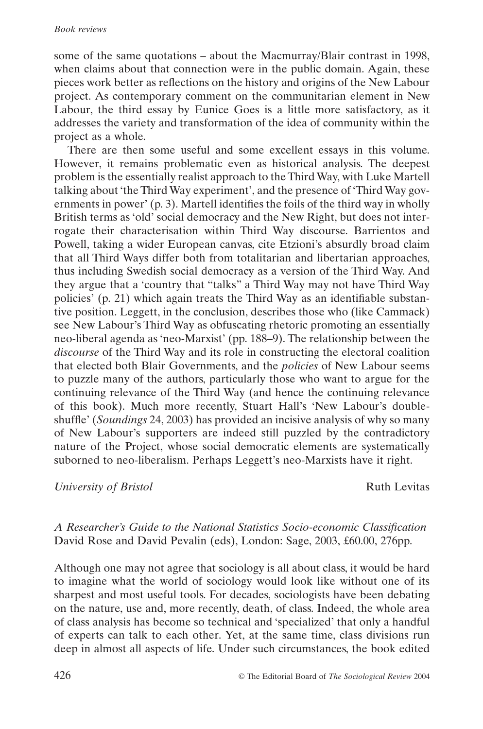some of the same quotations – about the Macmurray/Blair contrast in 1998, when claims about that connection were in the public domain. Again, these pieces work better as reflections on the history and origins of the New Labour project. As contemporary comment on the communitarian element in New Labour, the third essay by Eunice Goes is a little more satisfactory, as it addresses the variety and transformation of the idea of community within the project as a whole.

There are then some useful and some excellent essays in this volume. However, it remains problematic even as historical analysis. The deepest problem is the essentially realist approach to the Third Way, with Luke Martell talking about 'the Third Way experiment', and the presence of 'Third Way governments in power' (p. 3). Martell identifies the foils of the third way in wholly British terms as 'old' social democracy and the New Right, but does not interrogate their characterisation within Third Way discourse. Barrientos and Powell, taking a wider European canvas, cite Etzioni's absurdly broad claim that all Third Ways differ both from totalitarian and libertarian approaches, thus including Swedish social democracy as a version of the Third Way. And they argue that a 'country that "talks" a Third Way may not have Third Way policies' (p. 21) which again treats the Third Way as an identifiable substantive position. Leggett, in the conclusion, describes those who (like Cammack) see New Labour's Third Way as obfuscating rhetoric promoting an essentially neo-liberal agenda as 'neo-Marxist' (pp. 188–9). The relationship between the *discourse* of the Third Way and its role in constructing the electoral coalition that elected both Blair Governments, and the *policies* of New Labour seems to puzzle many of the authors, particularly those who want to argue for the continuing relevance of the Third Way (and hence the continuing relevance of this book). Much more recently, Stuart Hall's 'New Labour's double-shuffle' (*Soundings* 24, 2003) has provided an incisive analysis of why so many of New Labour's supporters are indeed still puzzled by the contradictory nature of the Project, whose social democratic elements are systematically suborned to neo-liberalism. Perhaps Leggett's neo-Marxists have it right.

*University of Bristol* Ruth Levitas

*A Researcher's Guide to the National Statistics Socio-economic Classification*
David Rose and David Pevalin (eds), London: Sage, 2003, £60.00, 276pp.

Although one may not agree that sociology is all about class, it would be hard to imagine what the world of sociology would look like without one of its sharpest and most useful tools. For decades, sociologists have been debating on the nature, use and, more recently, death, of class. Indeed, the whole area of class analysis has become so technical and 'specialized' that only a handful of experts can talk to each other. Yet, at the same time, class divisions run deep in almost all aspects of life. Under such circumstances, the book edited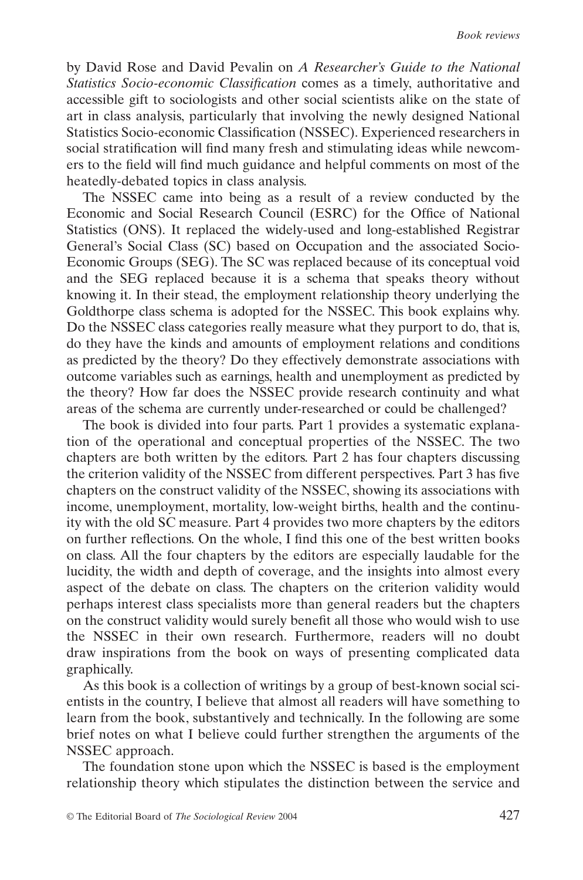by David Rose and David Pevalin on *A Researcher's Guide to the National Statistics Socio-economic Classification* comes as a timely, authoritative and accessible gift to sociologists and other social scientists alike on the state of art in class analysis, particularly that involving the newly designed National Statistics Socio-economic Classification (NSSEC). Experienced researchers in social stratification will find many fresh and stimulating ideas while newcomers to the field will find much guidance and helpful comments on most of the heatedly-debated topics in class analysis.

The NSSEC came into being as a result of a review conducted by the Economic and Social Research Council (ESRC) for the Office of National Statistics (ONS). It replaced the widely-used and long-established Registrar General's Social Class (SC) based on Occupation and the associated Socio-Economic Groups (SEG). The SC was replaced because of its conceptual void and the SEG replaced because it is a schema that speaks theory without knowing it. In their stead, the employment relationship theory underlying the Goldthorpe class schema is adopted for the NSSEC. This book explains why. Do the NSSEC class categories really measure what they purport to do, that is, do they have the kinds and amounts of employment relations and conditions as predicted by the theory? Do they effectively demonstrate associations with outcome variables such as earnings, health and unemployment as predicted by the theory? How far does the NSSEC provide research continuity and what areas of the schema are currently under-researched or could be challenged?

The book is divided into four parts. Part 1 provides a systematic explanation of the operational and conceptual properties of the NSSEC. The two chapters are both written by the editors. Part 2 has four chapters discussing the criterion validity of the NSSEC from different perspectives. Part 3 has five chapters on the construct validity of the NSSEC, showing its associations with income, unemployment, mortality, low-weight births, health and the continuity with the old SC measure. Part 4 provides two more chapters by the editors on further reflections. On the whole, I find this one of the best written books on class. All the four chapters by the editors are especially laudable for the lucidity, the width and depth of coverage, and the insights into almost every aspect of the debate on class. The chapters on the criterion validity would perhaps interest class specialists more than general readers but the chapters on the construct validity would surely benefit all those who would wish to use the NSSEC in their own research. Furthermore, readers will no doubt draw inspirations from the book on ways of presenting complicated data graphically.

As this book is a collection of writings by a group of best-known social scientists in the country, I believe that almost all readers will have something to learn from the book, substantively and technically. In the following are some brief notes on what I believe could further strengthen the arguments of the NSSEC approach.

The foundation stone upon which the NSSEC is based is the employment relationship theory which stipulates the distinction between the service and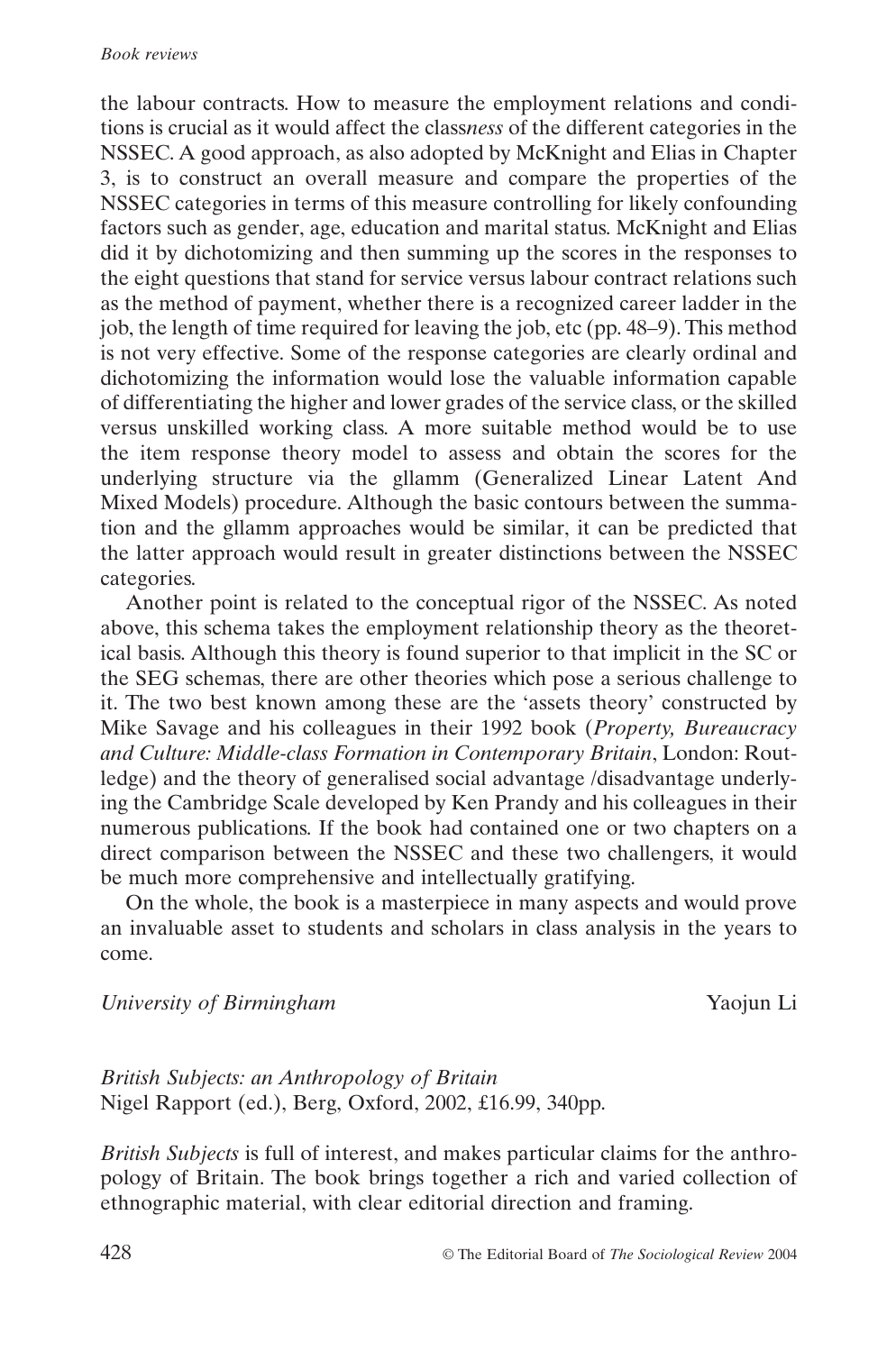the labour contracts. How to measure the employment relations and conditions is crucial as it would affect the class*ness* of the different categories in the NSSEC. A good approach, as also adopted by McKnight and Elias in Chapter 3, is to construct an overall measure and compare the properties of the NSSEC categories in terms of this measure controlling for likely confounding factors such as gender, age, education and marital status. McKnight and Elias did it by dichotomizing and then summing up the scores in the responses to the eight questions that stand for service versus labour contract relations such as the method of payment, whether there is a recognized career ladder in the job, the length of time required for leaving the job, etc (pp. 48–9). This method is not very effective. Some of the response categories are clearly ordinal and dichotomizing the information would lose the valuable information capable of differentiating the higher and lower grades of the service class, or the skilled versus unskilled working class. A more suitable method would be to use the item response theory model to assess and obtain the scores for the underlying structure via the gllamm (Generalized Linear Latent And Mixed Models) procedure. Although the basic contours between the summation and the gllamm approaches would be similar, it can be predicted that the latter approach would result in greater distinctions between the NSSEC categories.

Another point is related to the conceptual rigor of the NSSEC. As noted above, this schema takes the employment relationship theory as the theoretical basis. Although this theory is found superior to that implicit in the SC or the SEG schemas, there are other theories which pose a serious challenge to it. The two best known among these are the 'assets theory' constructed by Mike Savage and his colleagues in their 1992 book (*Property, Bureaucracy and Culture: Middle-class Formation in Contemporary Britain*, London: Routledge) and the theory of generalised social advantage /disadvantage underlying the Cambridge Scale developed by Ken Prandy and his colleagues in their numerous publications. If the book had contained one or two chapters on a direct comparison between the NSSEC and these two challengers, it would be much more comprehensive and intellectually gratifying.

On the whole, the book is a masterpiece in many aspects and would prove an invaluable asset to students and scholars in class analysis in the years to come.

*University of Birmingham* — Yaojun Li

*British Subjects: an Anthropology of Britain*
Nigel Rapport (ed.), Berg, Oxford, 2002, £16.99, 340pp.

*British Subjects* is full of interest, and makes particular claims for the anthropology of Britain. The book brings together a rich and varied collection of ethnographic material, with clear editorial direction and framing.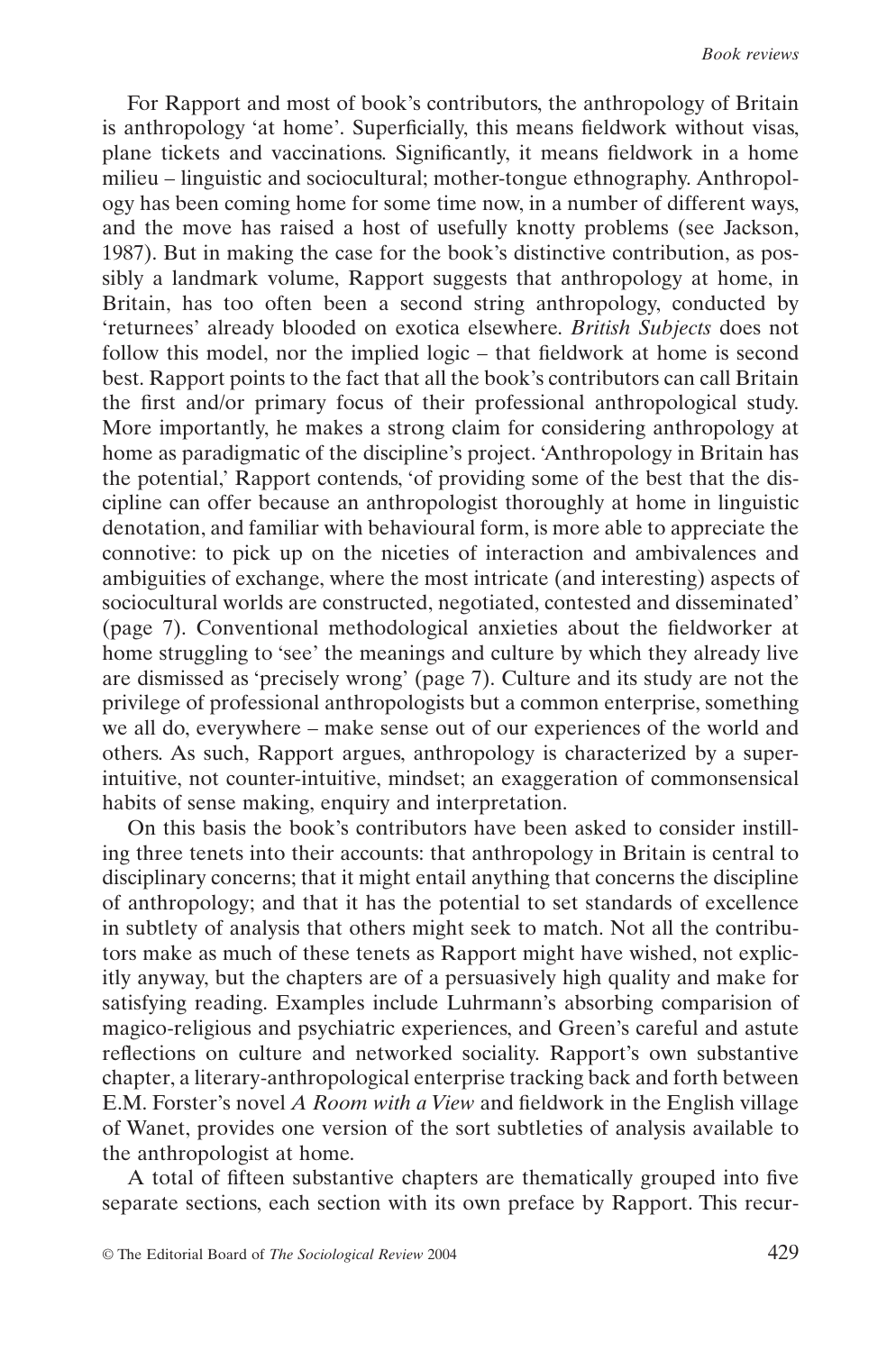For Rapport and most of book's contributors, the anthropology of Britain is anthropology 'at home'. Superficially, this means fieldwork without visas, plane tickets and vaccinations. Significantly, it means fieldwork in a home milieu – linguistic and sociocultural; mother-tongue ethnography. Anthropology has been coming home for some time now, in a number of different ways, and the move has raised a host of usefully knotty problems (see Jackson, 1987). But in making the case for the book's distinctive contribution, as possibly a landmark volume, Rapport suggests that anthropology at home, in Britain, has too often been a second string anthropology, conducted by 'returnees' already blooded on exotica elsewhere. *British Subjects* does not follow this model, nor the implied logic – that fieldwork at home is second best. Rapport points to the fact that all the book's contributors can call Britain the first and/or primary focus of their professional anthropological study. More importantly, he makes a strong claim for considering anthropology at home as paradigmatic of the discipline's project. 'Anthropology in Britain has the potential,' Rapport contends, 'of providing some of the best that the discipline can offer because an anthropologist thoroughly at home in linguistic denotation, and familiar with behavioural form, is more able to appreciate the connotive: to pick up on the niceties of interaction and ambivalences and ambiguities of exchange, where the most intricate (and interesting) aspects of sociocultural worlds are constructed, negotiated, contested and disseminated' (page 7). Conventional methodological anxieties about the fieldworker at home struggling to 'see' the meanings and culture by which they already live are dismissed as 'precisely wrong' (page 7). Culture and its study are not the privilege of professional anthropologists but a common enterprise, something we all do, everywhere – make sense out of our experiences of the world and others. As such, Rapport argues, anthropology is characterized by a super-intuitive, not counter-intuitive, mindset; an exaggeration of commonsensical habits of sense making, enquiry and interpretation.

On this basis the book's contributors have been asked to consider instilling three tenets into their accounts: that anthropology in Britain is central to disciplinary concerns; that it might entail anything that concerns the discipline of anthropology; and that it has the potential to set standards of excellence in subtlety of analysis that others might seek to match. Not all the contributors make as much of these tenets as Rapport might have wished, not explicitly anyway, but the chapters are of a persuasively high quality and make for satisfying reading. Examples include Luhrmann's absorbing comparision of magico-religious and psychiatric experiences, and Green's careful and astute reflections on culture and networked sociality. Rapport's own substantive chapter, a literary-anthropological enterprise tracking back and forth between E.M. Forster's novel *A Room with a View* and fieldwork in the English village of Wanet, provides one version of the sort subtleties of analysis available to the anthropologist at home.

A total of fifteen substantive chapters are thematically grouped into five separate sections, each section with its own preface by Rapport. This recur-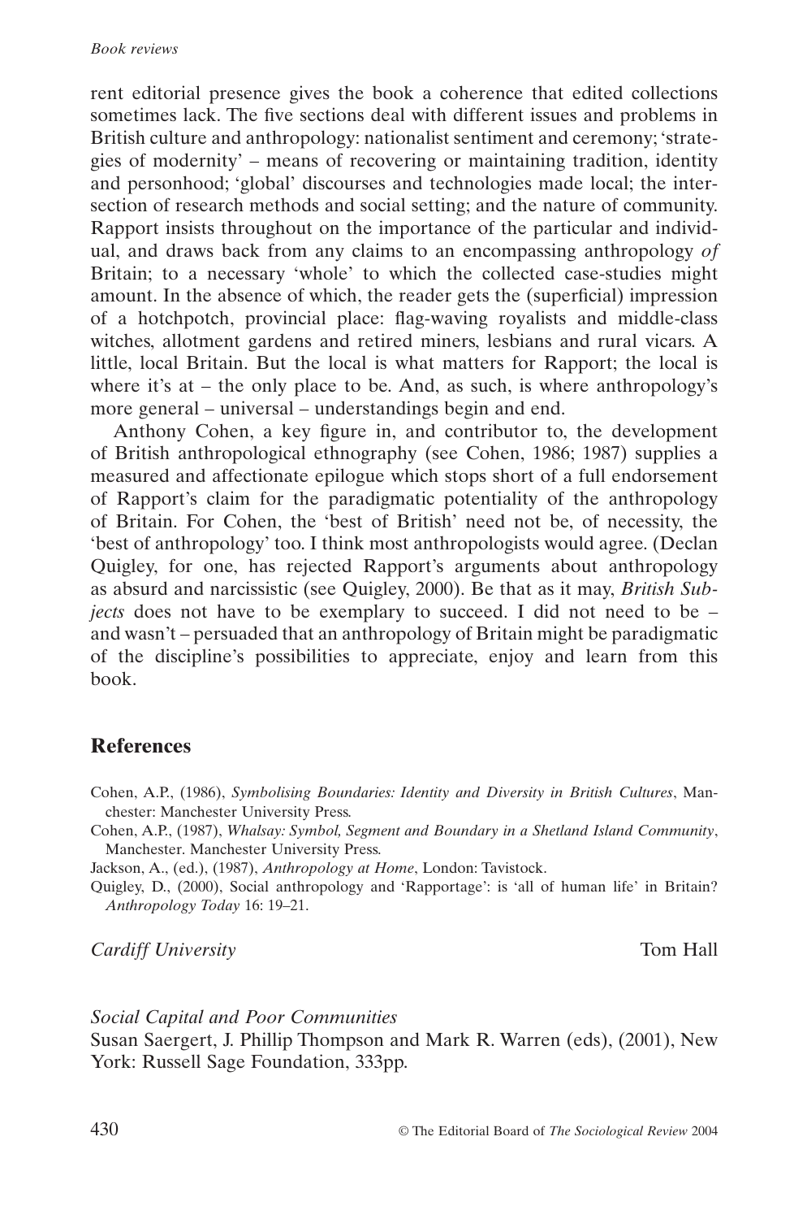rent editorial presence gives the book a coherence that edited collections sometimes lack. The five sections deal with different issues and problems in British culture and anthropology: nationalist sentiment and ceremony; 'strategies of modernity' – means of recovering or maintaining tradition, identity and personhood; 'global' discourses and technologies made local; the intersection of research methods and social setting; and the nature of community. Rapport insists throughout on the importance of the particular and individual, and draws back from any claims to an encompassing anthropology *of* Britain; to a necessary 'whole' to which the collected case-studies might amount. In the absence of which, the reader gets the (superficial) impression of a hotchpotch, provincial place: flag-waving royalists and middle-class witches, allotment gardens and retired miners, lesbians and rural vicars. A little, local Britain. But the local is what matters for Rapport; the local is where it's at – the only place to be. And, as such, is where anthropology's more general – universal – understandings begin and end.

Anthony Cohen, a key figure in, and contributor to, the development of British anthropological ethnography (see Cohen, 1986; 1987) supplies a measured and affectionate epilogue which stops short of a full endorsement of Rapport's claim for the paradigmatic potentiality of the anthropology of Britain. For Cohen, the 'best of British' need not be, of necessity, the 'best of anthropology' too. I think most anthropologists would agree. (Declan Quigley, for one, has rejected Rapport's arguments about anthropology as absurd and narcissistic (see Quigley, 2000). Be that as it may, *British Subjects* does not have to be exemplary to succeed. I did not need to be – and wasn't – persuaded that an anthropology of Britain might be paradigmatic of the discipline's possibilities to appreciate, enjoy and learn from this book.

## References

Cohen, A.P., (1986), *Symbolising Boundaries: Identity and Diversity in British Cultures*, Manchester: Manchester University Press.

Cohen, A.P., (1987), *Whalsay: Symbol, Segment and Boundary in a Shetland Island Community*, Manchester. Manchester University Press.

Jackson, A., (ed.), (1987), *Anthropology at Home*, London: Tavistock.

Quigley, D., (2000), Social anthropology and 'Rapportage': is 'all of human life' in Britain? *Anthropology Today* 16: 19–21.

*Cardiff University* Tom Hall

*Social Capital and Poor Communities*
Susan Saergert, J. Phillip Thompson and Mark R. Warren (eds), (2001), New York: Russell Sage Foundation, 333pp.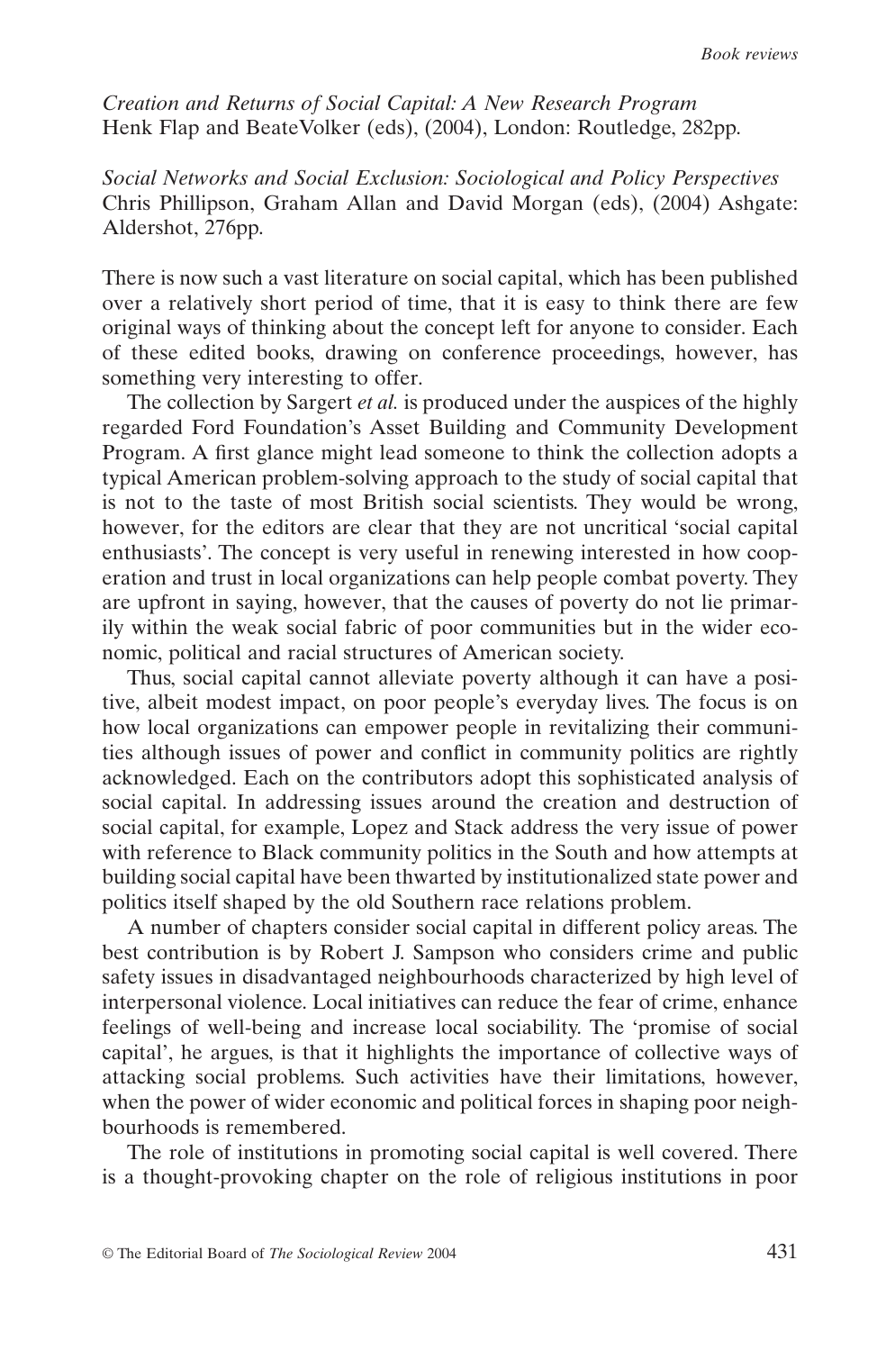*Creation and Returns of Social Capital: A New Research Program*
Henk Flap and BeateVolker (eds), (2004), London: Routledge, 282pp.

*Social Networks and Social Exclusion: Sociological and Policy Perspectives*
Chris Phillipson, Graham Allan and David Morgan (eds), (2004) Ashgate: Aldershot, 276pp.

There is now such a vast literature on social capital, which has been published over a relatively short period of time, that it is easy to think there are few original ways of thinking about the concept left for anyone to consider. Each of these edited books, drawing on conference proceedings, however, has something very interesting to offer.

The collection by Sargert *et al.* is produced under the auspices of the highly regarded Ford Foundation's Asset Building and Community Development Program. A first glance might lead someone to think the collection adopts a typical American problem-solving approach to the study of social capital that is not to the taste of most British social scientists. They would be wrong, however, for the editors are clear that they are not uncritical 'social capital enthusiasts'. The concept is very useful in renewing interested in how cooperation and trust in local organizations can help people combat poverty. They are upfront in saying, however, that the causes of poverty do not lie primarily within the weak social fabric of poor communities but in the wider economic, political and racial structures of American society.

Thus, social capital cannot alleviate poverty although it can have a positive, albeit modest impact, on poor people's everyday lives. The focus is on how local organizations can empower people in revitalizing their communities although issues of power and conflict in community politics are rightly acknowledged. Each on the contributors adopt this sophisticated analysis of social capital. In addressing issues around the creation and destruction of social capital, for example, Lopez and Stack address the very issue of power with reference to Black community politics in the South and how attempts at building social capital have been thwarted by institutionalized state power and politics itself shaped by the old Southern race relations problem.

A number of chapters consider social capital in different policy areas. The best contribution is by Robert J. Sampson who considers crime and public safety issues in disadvantaged neighbourhoods characterized by high level of interpersonal violence. Local initiatives can reduce the fear of crime, enhance feelings of well-being and increase local sociability. The 'promise of social capital', he argues, is that it highlights the importance of collective ways of attacking social problems. Such activities have their limitations, however, when the power of wider economic and political forces in shaping poor neighbourhoods is remembered.

The role of institutions in promoting social capital is well covered. There is a thought-provoking chapter on the role of religious institutions in poor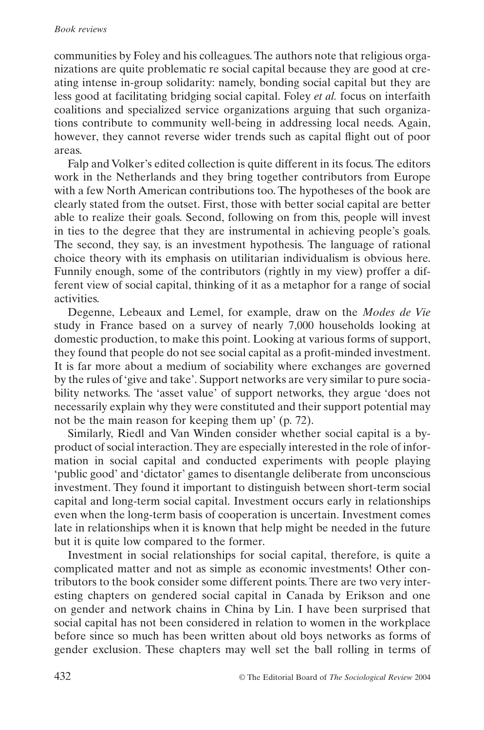communities by Foley and his colleagues. The authors note that religious organizations are quite problematic re social capital because they are good at creating intense in-group solidarity: namely, bonding social capital but they are less good at facilitating bridging social capital. Foley *et al.* focus on interfaith coalitions and specialized service organizations arguing that such organizations contribute to community well-being in addressing local needs. Again, however, they cannot reverse wider trends such as capital flight out of poor areas.

Falp and Volker's edited collection is quite different in its focus. The editors work in the Netherlands and they bring together contributors from Europe with a few North American contributions too. The hypotheses of the book are clearly stated from the outset. First, those with better social capital are better able to realize their goals. Second, following on from this, people will invest in ties to the degree that they are instrumental in achieving people's goals. The second, they say, is an investment hypothesis. The language of rational choice theory with its emphasis on utilitarian individualism is obvious here. Funnily enough, some of the contributors (rightly in my view) proffer a different view of social capital, thinking of it as a metaphor for a range of social activities.

Degenne, Lebeaux and Lemel, for example, draw on the *Modes de Vie* study in France based on a survey of nearly 7,000 households looking at domestic production, to make this point. Looking at various forms of support, they found that people do not see social capital as a profit-minded investment. It is far more about a medium of sociability where exchanges are governed by the rules of 'give and take'. Support networks are very similar to pure sociability networks. The 'asset value' of support networks, they argue 'does not necessarily explain why they were constituted and their support potential may not be the main reason for keeping them up' (p. 72).

Similarly, Riedl and Van Winden consider whether social capital is a by-product of social interaction. They are especially interested in the role of information in social capital and conducted experiments with people playing 'public good' and 'dictator' games to disentangle deliberate from unconscious investment. They found it important to distinguish between short-term social capital and long-term social capital. Investment occurs early in relationships even when the long-term basis of cooperation is uncertain. Investment comes late in relationships when it is known that help might be needed in the future but it is quite low compared to the former.

Investment in social relationships for social capital, therefore, is quite a complicated matter and not as simple as economic investments! Other contributors to the book consider some different points. There are two very interesting chapters on gendered social capital in Canada by Erikson and one on gender and network chains in China by Lin. I have been surprised that social capital has not been considered in relation to women in the workplace before since so much has been written about old boys networks as forms of gender exclusion. These chapters may well set the ball rolling in terms of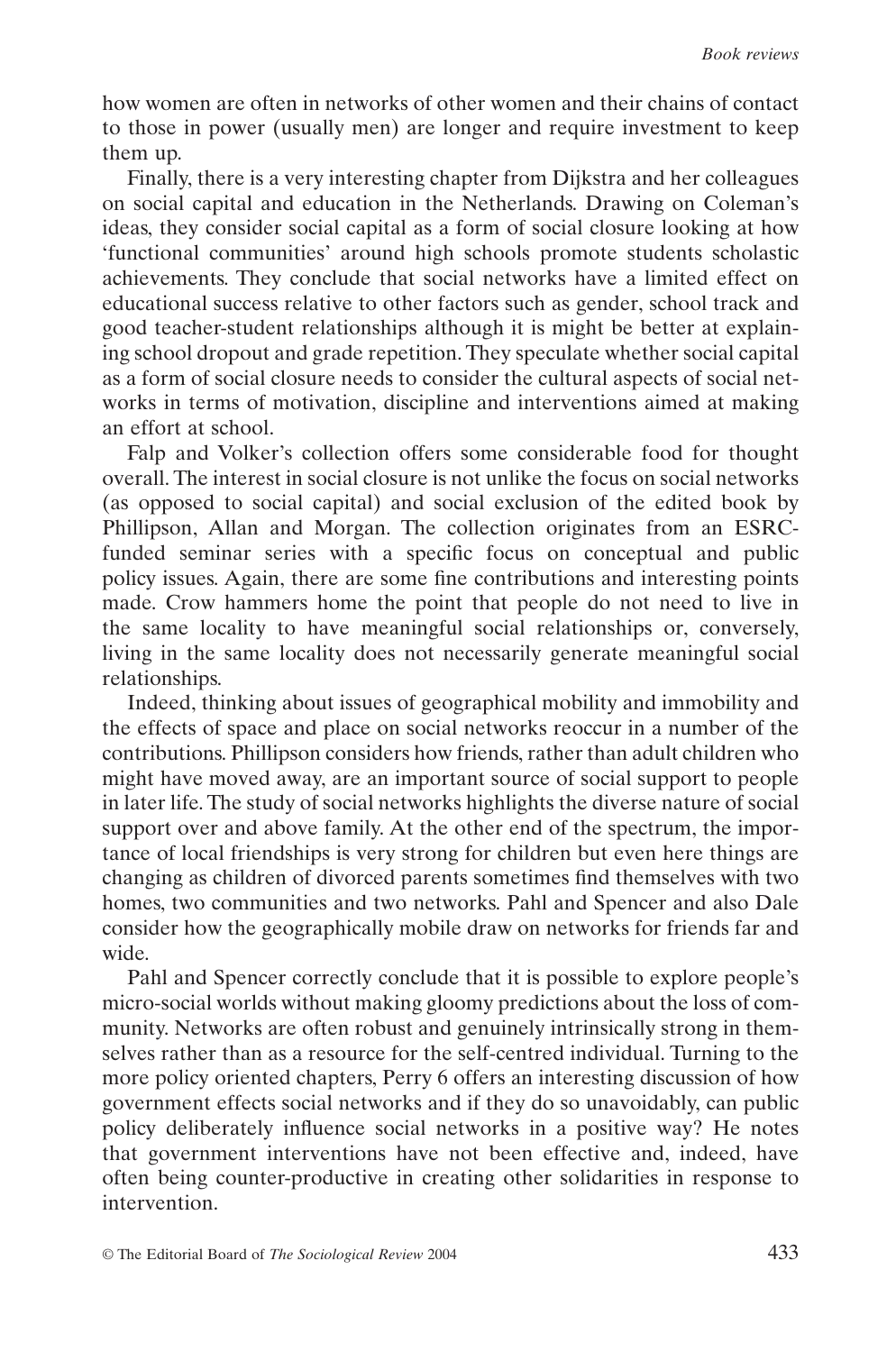how women are often in networks of other women and their chains of contact to those in power (usually men) are longer and require investment to keep them up.

Finally, there is a very interesting chapter from Dijkstra and her colleagues on social capital and education in the Netherlands. Drawing on Coleman's ideas, they consider social capital as a form of social closure looking at how 'functional communities' around high schools promote students scholastic achievements. They conclude that social networks have a limited effect on educational success relative to other factors such as gender, school track and good teacher-student relationships although it is might be better at explaining school dropout and grade repetition. They speculate whether social capital as a form of social closure needs to consider the cultural aspects of social networks in terms of motivation, discipline and interventions aimed at making an effort at school.

Falp and Volker's collection offers some considerable food for thought overall. The interest in social closure is not unlike the focus on social networks (as opposed to social capital) and social exclusion of the edited book by Phillipson, Allan and Morgan. The collection originates from an ESRC-funded seminar series with a specific focus on conceptual and public policy issues. Again, there are some fine contributions and interesting points made. Crow hammers home the point that people do not need to live in the same locality to have meaningful social relationships or, conversely, living in the same locality does not necessarily generate meaningful social relationships.

Indeed, thinking about issues of geographical mobility and immobility and the effects of space and place on social networks reoccur in a number of the contributions. Phillipson considers how friends, rather than adult children who might have moved away, are an important source of social support to people in later life. The study of social networks highlights the diverse nature of social support over and above family. At the other end of the spectrum, the importance of local friendships is very strong for children but even here things are changing as children of divorced parents sometimes find themselves with two homes, two communities and two networks. Pahl and Spencer and also Dale consider how the geographically mobile draw on networks for friends far and wide.

Pahl and Spencer correctly conclude that it is possible to explore people's micro-social worlds without making gloomy predictions about the loss of community. Networks are often robust and genuinely intrinsically strong in themselves rather than as a resource for the self-centred individual. Turning to the more policy oriented chapters, Perry 6 offers an interesting discussion of how government effects social networks and if they do so unavoidably, can public policy deliberately influence social networks in a positive way? He notes that government interventions have not been effective and, indeed, have often being counter-productive in creating other solidarities in response to intervention.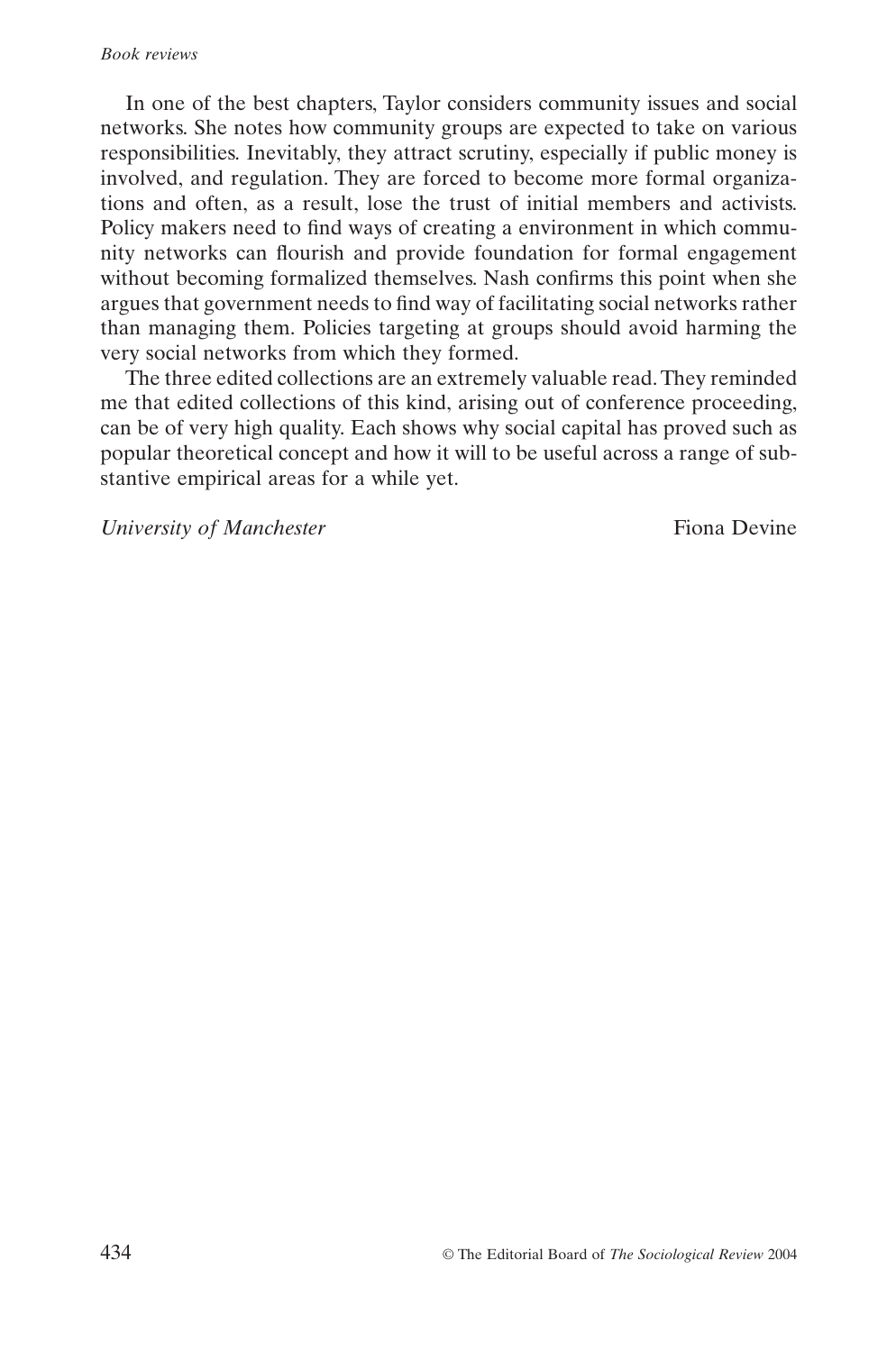In one of the best chapters, Taylor considers community issues and social networks. She notes how community groups are expected to take on various responsibilities. Inevitably, they attract scrutiny, especially if public money is involved, and regulation. They are forced to become more formal organizations and often, as a result, lose the trust of initial members and activists. Policy makers need to find ways of creating a environment in which community networks can flourish and provide foundation for formal engagement without becoming formalized themselves. Nash confirms this point when she argues that government needs to find way of facilitating social networks rather than managing them. Policies targeting at groups should avoid harming the very social networks from which they formed.

The three edited collections are an extremely valuable read. They reminded me that edited collections of this kind, arising out of conference proceeding, can be of very high quality. Each shows why social capital has proved such as popular theoretical concept and how it will to be useful across a range of substantive empirical areas for a while yet.

*University of Manchester* Fiona Devine

© The Editorial Board of *The Sociological Review* 2004